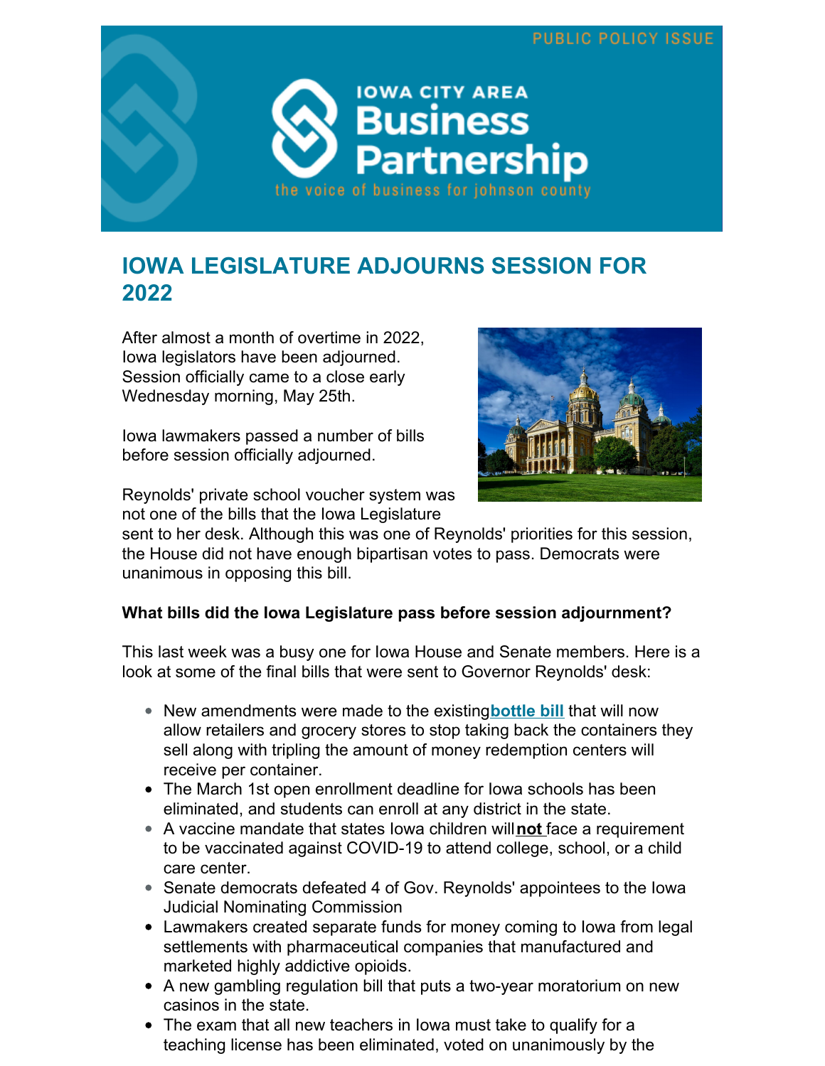PUBLIC POLICY ISSUE

IOWA CITY AREA Business Partnership

the voice of business for johnson county

# IOWA LEGISLATURE ADJOURNS SESSION FOR 2022

After almost a month of overtime in 2022, Iowa legislators have been adjourned. Session officially came to a close early Wednesday morning, May 25th.

Iowa lawmakers passed a number of bills before session officially adjourned.

Reynolds' private school voucher system was not one of the bills that the Iowa Legislature sent to her desk. Although this was one of Reynolds' priorities for this session, the House did not have enough bipartisan votes to pass. Democrats were unanimous in opposing this bill.

**What bills did the Iowa Legislature pass before session adjournment?**

This last week was a busy one for Iowa House and Senate members. Here is a look at some of the final bills that were sent to Governor Reynolds' desk:

- New amendments were made to the existing **bottle bill** that will now allow retailers and grocery stores to stop taking back the containers they sell along with tripling the amount of money redemption centers will receive per container.
- The March 1st open enrollment deadline for Iowa schools has been eliminated, and students can enroll at any district in the state.
- A vaccine mandate that states Iowa children will **not** face a requirement to be vaccinated against COVID-19 to attend college, school, or a child care center.
- Senate democrats defeated 4 of Gov. Reynolds' appointees to the Iowa Judicial Nominating Commission
- Lawmakers created separate funds for money coming to Iowa from legal settlements with pharmaceutical companies that manufactured and marketed highly addictive opioids.
- A new gambling regulation bill that puts a two-year moratorium on new casinos in the state.
- The exam that all new teachers in Iowa must take to qualify for a teaching license has been eliminated, voted on unanimously by the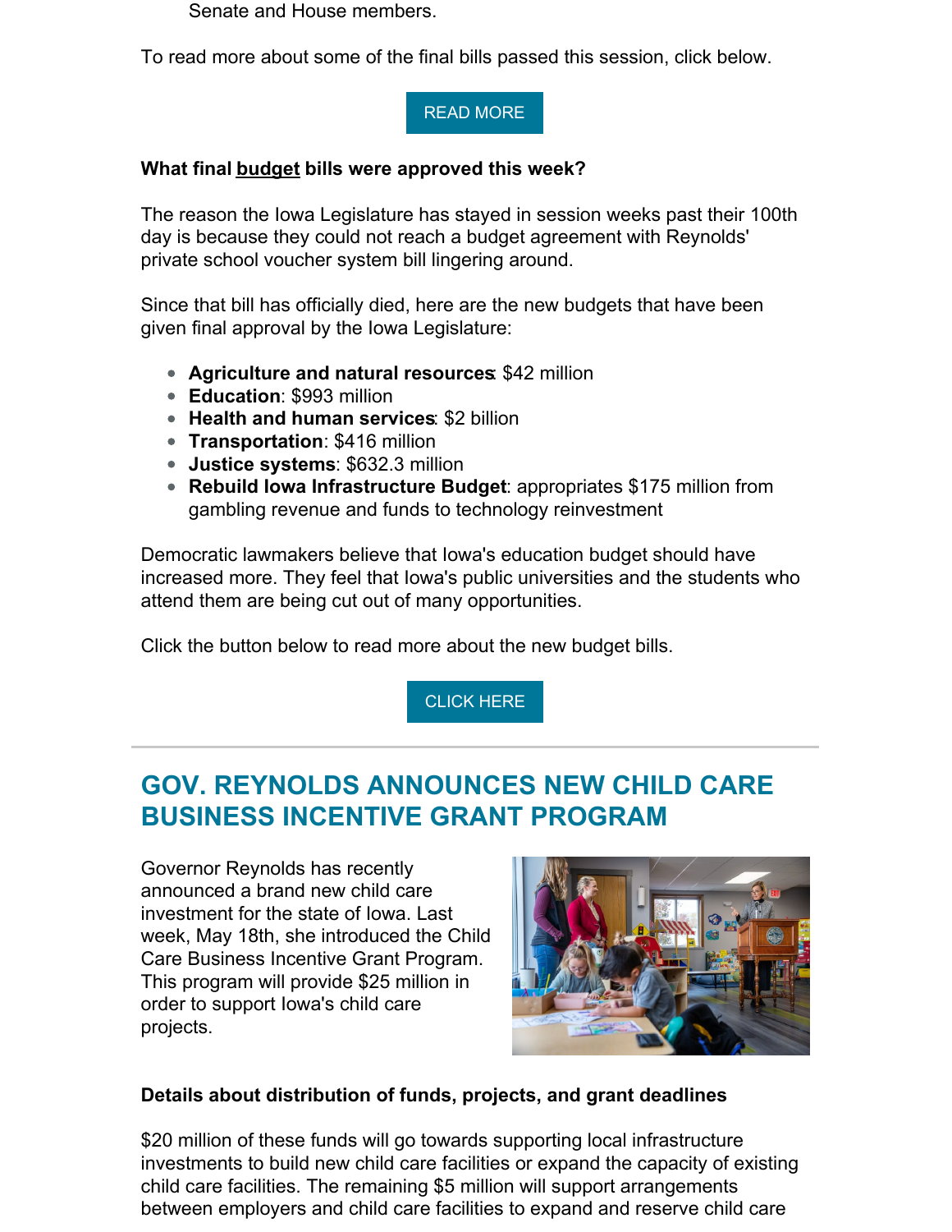Senate and House members.

To read more about some of the final bills passed this session, click below.

READ MORE

**What final budget bills were approved this week?**

The reason the Iowa Legislature has stayed in session weeks past their 100th day is because they could not reach a budget agreement with Reynolds' private school voucher system bill lingering around.

Since that bill has officially died, here are the new budgets that have been given final approval by the Iowa Legislature:

- **Agriculture and natural resources**: $42 million
- **Education**: $993 million
- **Health and human services**: $2 billion
- **Transportation**: $416 million
- **Justice systems**: $632.3 million
- **Rebuild Iowa Infrastructure Budget**: appropriates $175 million from gambling revenue and funds to technology reinvestment

Democratic lawmakers believe that Iowa's education budget should have increased more. They feel that Iowa's public universities and the students who attend them are being cut out of many opportunities.

Click the button below to read more about the new budget bills.

CLICK HERE

## GOV. REYNOLDS ANNOUNCES NEW CHILD CARE BUSINESS INCENTIVE GRANT PROGRAM

Governor Reynolds has recently announced a brand new child care investment for the state of Iowa. Last week, May 18th, she introduced the Child Care Business Incentive Grant Program. This program will provide $25 million in order to support Iowa's child care projects.

**Details about distribution of funds, projects, and grant deadlines**

$20 million of these funds will go towards supporting local infrastructure investments to build new child care facilities or expand the capacity of existing child care facilities. The remaining $5 million will support arrangements between employers and child care facilities to expand and reserve child care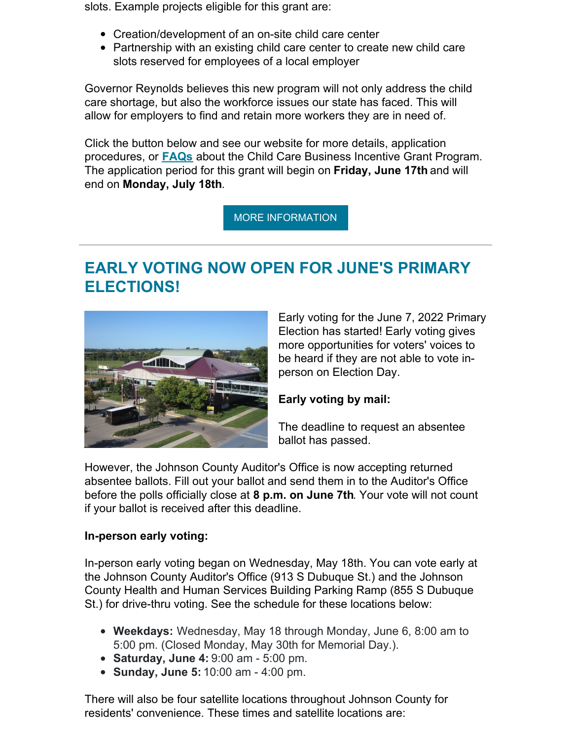slots. Example projects eligible for this grant are:

- Creation/development of an on-site child care center
- Partnership with an existing child care center to create new child care slots reserved for employees of a local employer

Governor Reynolds believes this new program will not only address the child care shortage, but also the workforce issues our state has faced. This will allow for employers to find and retain more workers they are in need of.

Click the button below and see our website for more details, application procedures, or **FAQs** about the Child Care Business Incentive Grant Program. The application period for this grant will begin on **Friday, June 17th** and will end on **Monday, July 18th**.

MORE INFORMATION

## EARLY VOTING NOW OPEN FOR JUNE'S PRIMARY ELECTIONS!

Early voting for the June 7, 2022 Primary Election has started! Early voting gives more opportunities for voters' voices to be heard if they are not able to vote in-person on Election Day.

**Early voting by mail:**

The deadline to request an absentee ballot has passed.

However, the Johnson County Auditor's Office is now accepting returned absentee ballots. Fill out your ballot and send them in to the Auditor's Office before the polls officially close at **8 p.m. on June 7th**. Your vote will not count if your ballot is received after this deadline.

**In-person early voting:**

In-person early voting began on Wednesday, May 18th. You can vote early at the Johnson County Auditor's Office (913 S Dubuque St.) and the Johnson County Health and Human Services Building Parking Ramp (855 S Dubuque St.) for drive-thru voting. See the schedule for these locations below:

- **Weekdays:** Wednesday, May 18 through Monday, June 6, 8:00 am to 5:00 pm. (Closed Monday, May 30th for Memorial Day.).
- **Saturday, June 4:** 9:00 am - 5:00 pm.
- **Sunday, June 5:** 10:00 am - 4:00 pm.

There will also be four satellite locations throughout Johnson County for residents' convenience. These times and satellite locations are: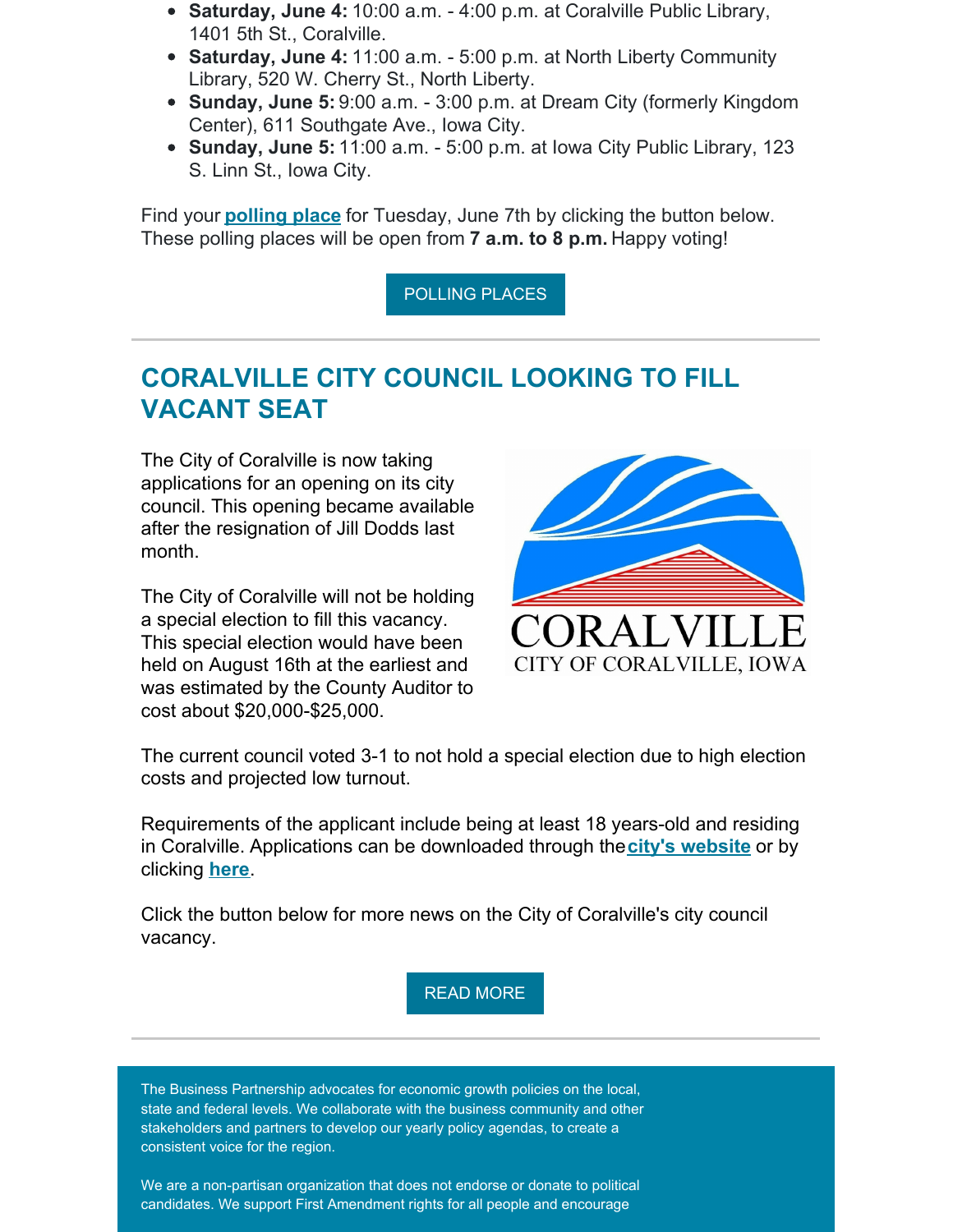- **Saturday, June 4:** 10:00 a.m. - 4:00 p.m. at Coralville Public Library, 1401 5th St., Coralville.
- **Saturday, June 4:** 11:00 a.m. - 5:00 p.m. at North Liberty Community Library, 520 W. Cherry St., North Liberty.
- **Sunday, June 5:** 9:00 a.m. - 3:00 p.m. at Dream City (formerly Kingdom Center), 611 Southgate Ave., Iowa City.
- **Sunday, June 5:** 11:00 a.m. - 5:00 p.m. at Iowa City Public Library, 123 S. Linn St., Iowa City.

Find your **polling place** for Tuesday, June 7th by clicking the button below. These polling places will be open from **7 a.m. to 8 p.m.** Happy voting!

POLLING PLACES

## CORALVILLE CITY COUNCIL LOOKING TO FILL VACANT SEAT

The City of Coralville is now taking applications for an opening on its city council. This opening became available after the resignation of Jill Dodds last month.

The City of Coralville will not be holding a special election to fill this vacancy. This special election would have been held on August 16th at the earliest and was estimated by the County Auditor to cost about $20,000-$25,000.

CORALVILLE
CITY OF CORALVILLE, IOWA

The current council voted 3-1 to not hold a special election due to high election costs and projected low turnout.

Requirements of the applicant include being at least 18 years-old and residing in Coralville. Applications can be downloaded through the **city's website** or by clicking **here**.

Click the button below for more news on the City of Coralville's city council vacancy.

READ MORE

The Business Partnership advocates for economic growth policies on the local, state and federal levels. We collaborate with the business community and other stakeholders and partners to develop our yearly policy agendas, to create a consistent voice for the region.

We are a non-partisan organization that does not endorse or donate to political candidates. We support First Amendment rights for all people and encourage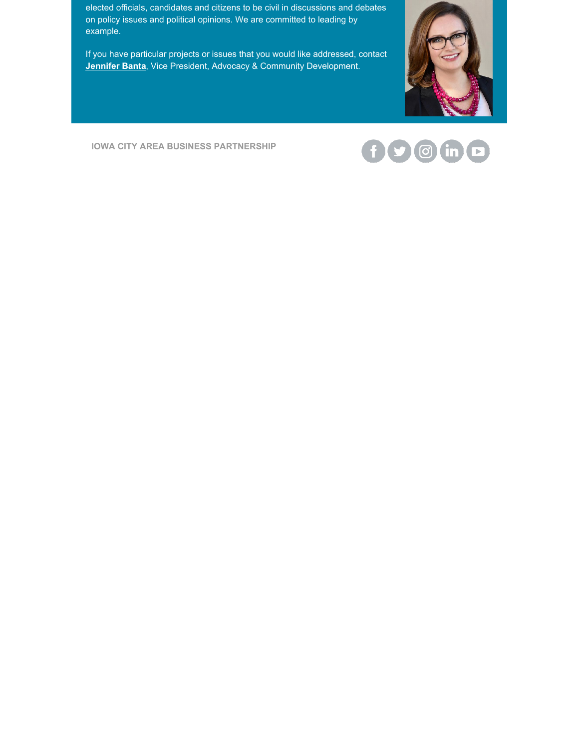elected officials, candidates and citizens to be civil in discussions and debates on policy issues and political opinions. We are committed to leading by example.

If you have particular projects or issues that you would like addressed, contact **Jennifer Banta**, Vice President, Advocacy & Community Development.

**IOWA CITY AREA BUSINESS PARTNERSHIP**